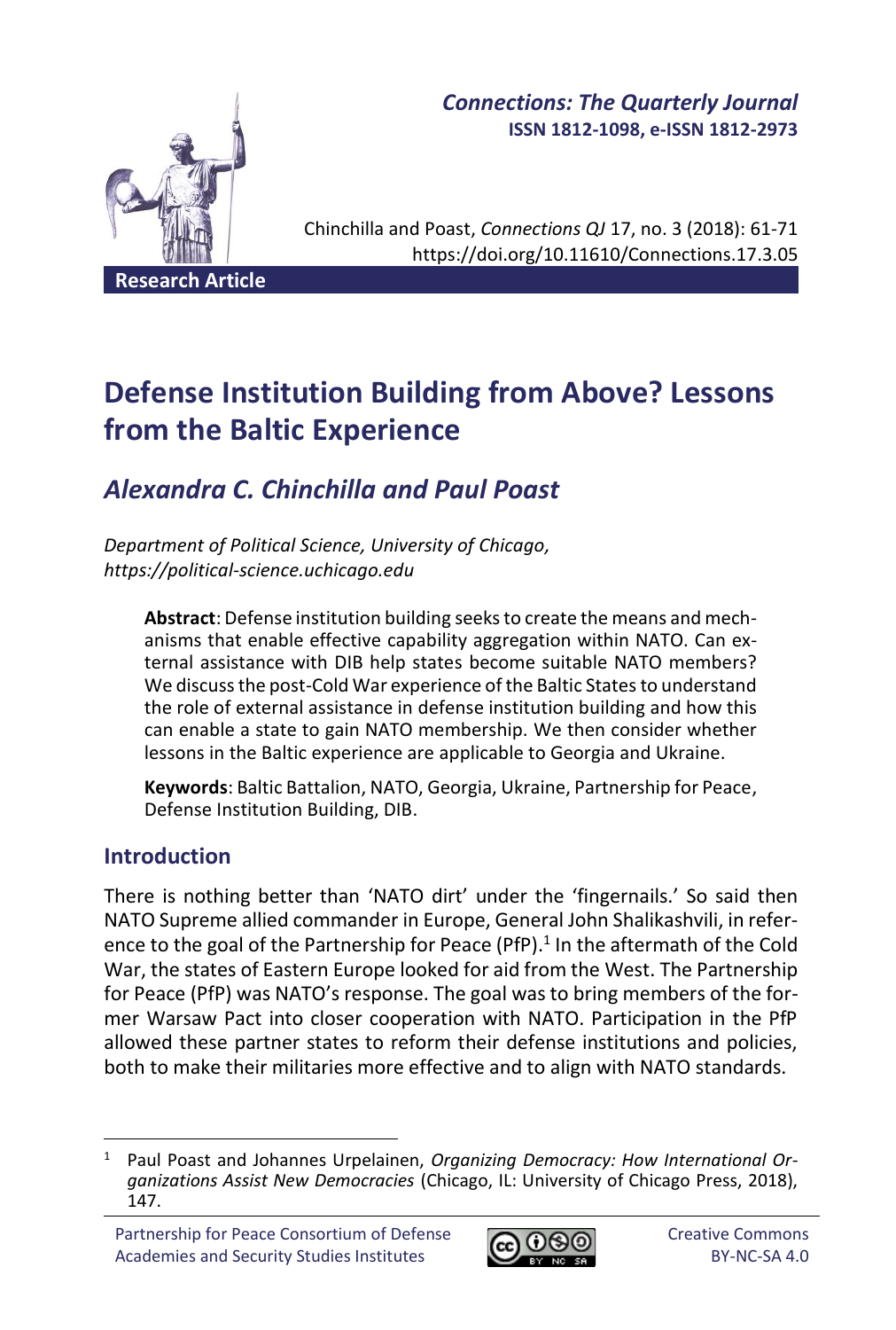*Connections: The Quarterly Journal*
**ISSN 1812-1098, e-ISSN 1812-2973**

Chinchilla and Poast, *Connections QJ* 17, no. 3 (2018): 61-71
https://doi.org/10.11610/Connections.17.3.05

**Research Article**

# Defense Institution Building from Above? Lessons from the Baltic Experience

## *Alexandra C. Chinchilla and Paul Poast*

*Department of Political Science, University of Chicago, https://political-science.uchicago.edu*

> **Abstract**: Defense institution building seeks to create the means and mechanisms that enable effective capability aggregation within NATO. Can external assistance with DIB help states become suitable NATO members? We discuss the post-Cold War experience of the Baltic States to understand the role of external assistance in defense institution building and how this can enable a state to gain NATO membership. We then consider whether lessons in the Baltic experience are applicable to Georgia and Ukraine.
>
> **Keywords**: Baltic Battalion, NATO, Georgia, Ukraine, Partnership for Peace, Defense Institution Building, DIB.

## Introduction

There is nothing better than 'NATO dirt' under the 'fingernails.' So said then NATO Supreme allied commander in Europe, General John Shalikashvili, in reference to the goal of the Partnership for Peace (PfP).[1] In the aftermath of the Cold War, the states of Eastern Europe looked for aid from the West. The Partnership for Peace (PfP) was NATO's response. The goal was to bring members of the former Warsaw Pact into closer cooperation with NATO. Participation in the PfP allowed these partner states to reform their defense institutions and policies, both to make their militaries more effective and to align with NATO standards.

---

[1] Paul Poast and Johannes Urpelainen, *Organizing Democracy: How International Organizations Assist New Democracies* (Chicago, IL: University of Chicago Press, 2018), 147.

Partnership for Peace Consortium of Defense Academies and Security Studies Institutes

Creative Commons BY-NC-SA 4.0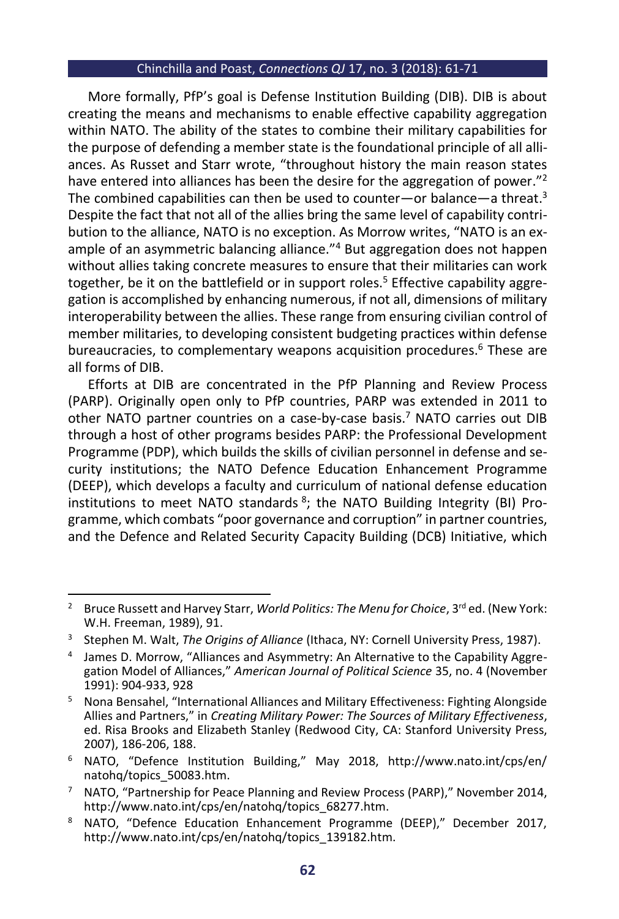More formally, PfP's goal is Defense Institution Building (DIB). DIB is about creating the means and mechanisms to enable effective capability aggregation within NATO. The ability of the states to combine their military capabilities for the purpose of defending a member state is the foundational principle of all alliances. As Russet and Starr wrote, "throughout history the main reason states have entered into alliances has been the desire for the aggregation of power."[2] The combined capabilities can then be used to counter—or balance—a threat.[3] Despite the fact that not all of the allies bring the same level of capability contribution to the alliance, NATO is no exception. As Morrow writes, "NATO is an example of an asymmetric balancing alliance."[4] But aggregation does not happen without allies taking concrete measures to ensure that their militaries can work together, be it on the battlefield or in support roles.[5] Effective capability aggregation is accomplished by enhancing numerous, if not all, dimensions of military interoperability between the allies. These range from ensuring civilian control of member militaries, to developing consistent budgeting practices within defense bureaucracies, to complementary weapons acquisition procedures.[6] These are all forms of DIB.

Efforts at DIB are concentrated in the PfP Planning and Review Process (PARP). Originally open only to PfP countries, PARP was extended in 2011 to other NATO partner countries on a case-by-case basis.[7] NATO carries out DIB through a host of other programs besides PARP: the Professional Development Programme (PDP), which builds the skills of civilian personnel in defense and security institutions; the NATO Defence Education Enhancement Programme (DEEP), which develops a faculty and curriculum of national defense education institutions to meet NATO standards [8]; the NATO Building Integrity (BI) Programme, which combats "poor governance and corruption" in partner countries, and the Defence and Related Security Capacity Building (DCB) Initiative, which

---

[2] Bruce Russett and Harvey Starr, *World Politics: The Menu for Choice*, 3rd ed. (New York: W.H. Freeman, 1989), 91.

[3] Stephen M. Walt, *The Origins of Alliance* (Ithaca, NY: Cornell University Press, 1987).

[4] James D. Morrow, "Alliances and Asymmetry: An Alternative to the Capability Aggregation Model of Alliances," *American Journal of Political Science* 35, no. 4 (November 1991): 904-933, 928

[5] Nona Bensahel, "International Alliances and Military Effectiveness: Fighting Alongside Allies and Partners," in *Creating Military Power: The Sources of Military Effectiveness*, ed. Risa Brooks and Elizabeth Stanley (Redwood City, CA: Stanford University Press, 2007), 186-206, 188.

[6] NATO, "Defence Institution Building," May 2018, http://www.nato.int/cps/en/natohq/topics_50083.htm.

[7] NATO, "Partnership for Peace Planning and Review Process (PARP)," November 2014, http://www.nato.int/cps/en/natohq/topics_68277.htm.

[8] NATO, "Defence Education Enhancement Programme (DEEP)," December 2017, http://www.nato.int/cps/en/natohq/topics_139182.htm.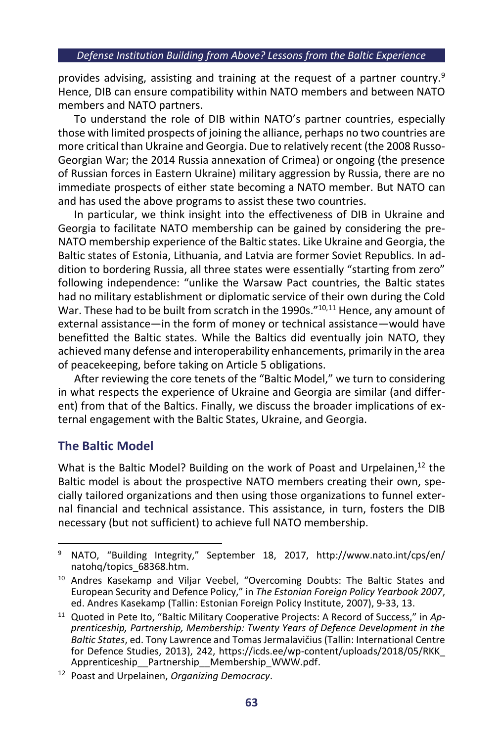provides advising, assisting and training at the request of a partner country.[9] Hence, DIB can ensure compatibility within NATO members and between NATO members and NATO partners.

To understand the role of DIB within NATO's partner countries, especially those with limited prospects of joining the alliance, perhaps no two countries are more critical than Ukraine and Georgia. Due to relatively recent (the 2008 Russo-Georgian War; the 2014 Russia annexation of Crimea) or ongoing (the presence of Russian forces in Eastern Ukraine) military aggression by Russia, there are no immediate prospects of either state becoming a NATO member. But NATO can and has used the above programs to assist these two countries.

In particular, we think insight into the effectiveness of DIB in Ukraine and Georgia to facilitate NATO membership can be gained by considering the pre-NATO membership experience of the Baltic states. Like Ukraine and Georgia, the Baltic states of Estonia, Lithuania, and Latvia are former Soviet Republics. In addition to bordering Russia, all three states were essentially "starting from zero" following independence: "unlike the Warsaw Pact countries, the Baltic states had no military establishment or diplomatic service of their own during the Cold War. These had to be built from scratch in the 1990s."[10,11] Hence, any amount of external assistance—in the form of money or technical assistance—would have benefitted the Baltic states. While the Baltics did eventually join NATO, they achieved many defense and interoperability enhancements, primarily in the area of peacekeeping, before taking on Article 5 obligations.

After reviewing the core tenets of the "Baltic Model," we turn to considering in what respects the experience of Ukraine and Georgia are similar (and different) from that of the Baltics. Finally, we discuss the broader implications of external engagement with the Baltic States, Ukraine, and Georgia.

## The Baltic Model

What is the Baltic Model? Building on the work of Poast and Urpelainen,[12] the Baltic model is about the prospective NATO members creating their own, specially tailored organizations and then using those organizations to funnel external financial and technical assistance. This assistance, in turn, fosters the DIB necessary (but not sufficient) to achieve full NATO membership.

---

[9] NATO, "Building Integrity," September 18, 2017, http://www.nato.int/cps/en/natohq/topics_68368.htm.

[10] Andres Kasekamp and Viljar Veebel, "Overcoming Doubts: The Baltic States and European Security and Defence Policy," in *The Estonian Foreign Policy Yearbook 2007*, ed. Andres Kasekamp (Tallin: Estonian Foreign Policy Institute, 2007), 9-33, 13.

[11] Quoted in Pete Ito, "Baltic Military Cooperative Projects: A Record of Success," in *Apprenticeship, Partnership, Membership: Twenty Years of Defence Development in the Baltic States*, ed. Tony Lawrence and Tomas Jermalavičius (Tallin: International Centre for Defence Studies, 2013), 242, https://icds.ee/wp-content/uploads/2018/05/RKK_Apprenticeship__Partnership__Membership_WWW.pdf.

[12] Poast and Urpelainen, *Organizing Democracy*.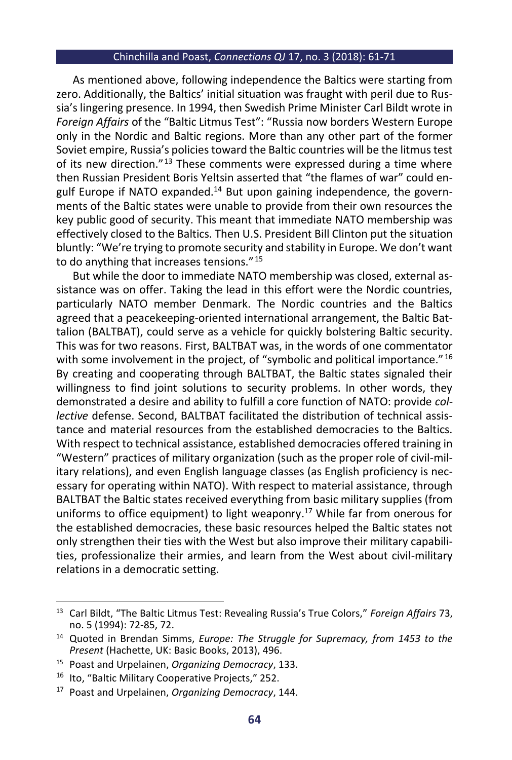As mentioned above, following independence the Baltics were starting from zero. Additionally, the Baltics' initial situation was fraught with peril due to Russia's lingering presence. In 1994, then Swedish Prime Minister Carl Bildt wrote in *Foreign Affairs* of the "Baltic Litmus Test": "Russia now borders Western Europe only in the Nordic and Baltic regions. More than any other part of the former Soviet empire, Russia's policies toward the Baltic countries will be the litmus test of its new direction."[13] These comments were expressed during a time where then Russian President Boris Yeltsin asserted that "the flames of war" could engulf Europe if NATO expanded.[14] But upon gaining independence, the governments of the Baltic states were unable to provide from their own resources the key public good of security. This meant that immediate NATO membership was effectively closed to the Baltics. Then U.S. President Bill Clinton put the situation bluntly: "We're trying to promote security and stability in Europe. We don't want to do anything that increases tensions."[15]

But while the door to immediate NATO membership was closed, external assistance was on offer. Taking the lead in this effort were the Nordic countries, particularly NATO member Denmark. The Nordic countries and the Baltics agreed that a peacekeeping-oriented international arrangement, the Baltic Battalion (BALTBAT), could serve as a vehicle for quickly bolstering Baltic security. This was for two reasons. First, BALTBAT was, in the words of one commentator with some involvement in the project, of "symbolic and political importance."[16] By creating and cooperating through BALTBAT, the Baltic states signaled their willingness to find joint solutions to security problems. In other words, they demonstrated a desire and ability to fulfill a core function of NATO: provide *collective* defense. Second, BALTBAT facilitated the distribution of technical assistance and material resources from the established democracies to the Baltics. With respect to technical assistance, established democracies offered training in "Western" practices of military organization (such as the proper role of civil-military relations), and even English language classes (as English proficiency is necessary for operating within NATO). With respect to material assistance, through BALTBAT the Baltic states received everything from basic military supplies (from uniforms to office equipment) to light weaponry.[17] While far from onerous for the established democracies, these basic resources helped the Baltic states not only strengthen their ties with the West but also improve their military capabilities, professionalize their armies, and learn from the West about civil-military relations in a democratic setting.

---

[13] Carl Bildt, "The Baltic Litmus Test: Revealing Russia's True Colors," *Foreign Affairs* 73, no. 5 (1994): 72-85, 72.

[14] Quoted in Brendan Simms, *Europe: The Struggle for Supremacy, from 1453 to the Present* (Hachette, UK: Basic Books, 2013), 496.

[15] Poast and Urpelainen, *Organizing Democracy*, 133.

[16] Ito, "Baltic Military Cooperative Projects," 252.

[17] Poast and Urpelainen, *Organizing Democracy*, 144.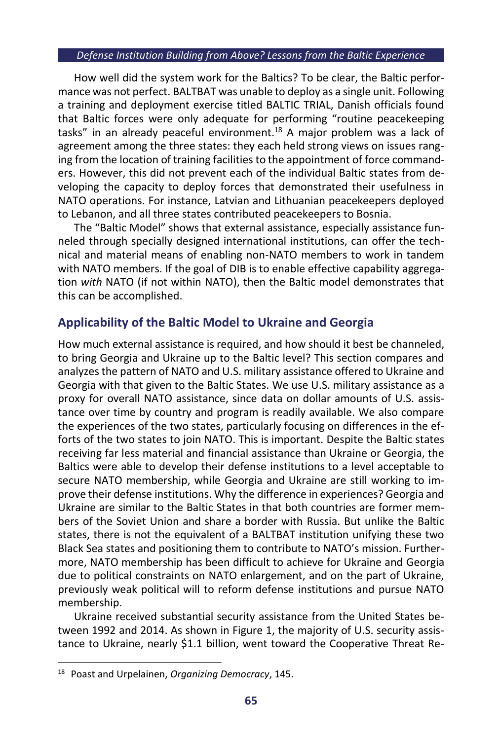How well did the system work for the Baltics? To be clear, the Baltic performance was not perfect. BALTBAT was unable to deploy as a single unit. Following a training and deployment exercise titled BALTIC TRIAL, Danish officials found that Baltic forces were only adequate for performing "routine peacekeeping tasks" in an already peaceful environment.[18] A major problem was a lack of agreement among the three states: they each held strong views on issues ranging from the location of training facilities to the appointment of force commanders. However, this did not prevent each of the individual Baltic states from developing the capacity to deploy forces that demonstrated their usefulness in NATO operations. For instance, Latvian and Lithuanian peacekeepers deployed to Lebanon, and all three states contributed peacekeepers to Bosnia.

The "Baltic Model" shows that external assistance, especially assistance funneled through specially designed international institutions, can offer the technical and material means of enabling non-NATO members to work in tandem with NATO members. If the goal of DIB is to enable effective capability aggregation *with* NATO (if not within NATO), then the Baltic model demonstrates that this can be accomplished.

## Applicability of the Baltic Model to Ukraine and Georgia

How much external assistance is required, and how should it best be channeled, to bring Georgia and Ukraine up to the Baltic level? This section compares and analyzes the pattern of NATO and U.S. military assistance offered to Ukraine and Georgia with that given to the Baltic States. We use U.S. military assistance as a proxy for overall NATO assistance, since data on dollar amounts of U.S. assistance over time by country and program is readily available. We also compare the experiences of the two states, particularly focusing on differences in the efforts of the two states to join NATO. This is important. Despite the Baltic states receiving far less material and financial assistance than Ukraine or Georgia, the Baltics were able to develop their defense institutions to a level acceptable to secure NATO membership, while Georgia and Ukraine are still working to improve their defense institutions. Why the difference in experiences? Georgia and Ukraine are similar to the Baltic States in that both countries are former members of the Soviet Union and share a border with Russia. But unlike the Baltic states, there is not the equivalent of a BALTBAT institution unifying these two Black Sea states and positioning them to contribute to NATO's mission. Furthermore, NATO membership has been difficult to achieve for Ukraine and Georgia due to political constraints on NATO enlargement, and on the part of Ukraine, previously weak political will to reform defense institutions and pursue NATO membership.

Ukraine received substantial security assistance from the United States between 1992 and 2014. As shown in Figure 1, the majority of U.S. security assistance to Ukraine, nearly $1.1 billion, went toward the Cooperative Threat Re-

---

[18] Poast and Urpelainen, *Organizing Democracy*, 145.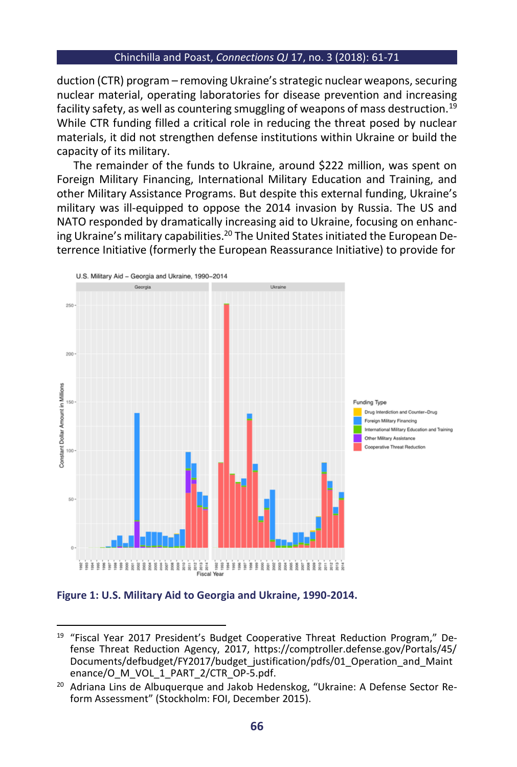duction (CTR) program – removing Ukraine's strategic nuclear weapons, securing nuclear material, operating laboratories for disease prevention and increasing facility safety, as well as countering smuggling of weapons of mass destruction.[19] While CTR funding filled a critical role in reducing the threat posed by nuclear materials, it did not strengthen defense institutions within Ukraine or build the capacity of its military.

The remainder of the funds to Ukraine, around $222 million, was spent on Foreign Military Financing, International Military Education and Training, and other Military Assistance Programs. But despite this external funding, Ukraine's military was ill-equipped to oppose the 2014 invasion by Russia. The US and NATO responded by dramatically increasing aid to Ukraine, focusing on enhancing Ukraine's military capabilities.[20] The United States initiated the European Deterrence Initiative (formerly the European Reassurance Initiative) to provide for

**Figure 1: U.S. Military Aid to Georgia and Ukraine, 1990-2014.**

---

[19] "Fiscal Year 2017 President's Budget Cooperative Threat Reduction Program," Defense Threat Reduction Agency, 2017, https://comptroller.defense.gov/Portals/45/Documents/defbudget/FY2017/budget_justification/pdfs/01_Operation_and_Maintenance/O_M_VOL_1_PART_2/CTR_OP-5.pdf.

[20] Adriana Lins de Albuquerque and Jakob Hedenskog, "Ukraine: A Defense Sector Reform Assessment" (Stockholm: FOI, December 2015).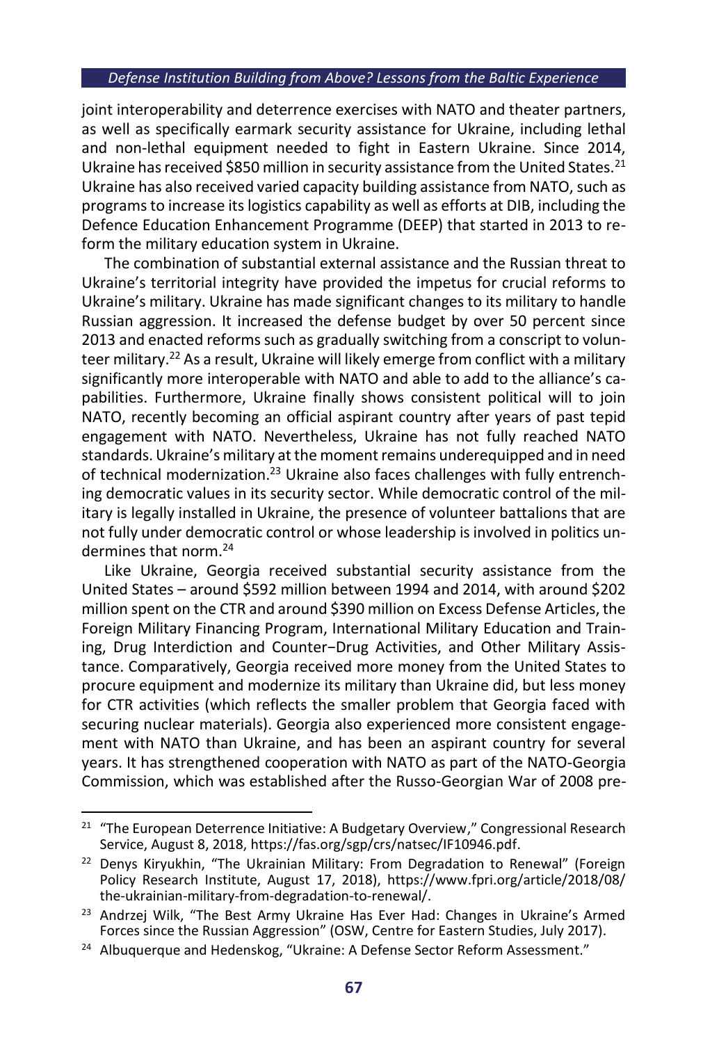joint interoperability and deterrence exercises with NATO and theater partners, as well as specifically earmark security assistance for Ukraine, including lethal and non-lethal equipment needed to fight in Eastern Ukraine. Since 2014, Ukraine has received $850 million in security assistance from the United States.[21] Ukraine has also received varied capacity building assistance from NATO, such as programs to increase its logistics capability as well as efforts at DIB, including the Defence Education Enhancement Programme (DEEP) that started in 2013 to reform the military education system in Ukraine.

The combination of substantial external assistance and the Russian threat to Ukraine's territorial integrity have provided the impetus for crucial reforms to Ukraine's military. Ukraine has made significant changes to its military to handle Russian aggression. It increased the defense budget by over 50 percent since 2013 and enacted reforms such as gradually switching from a conscript to volunteer military.[22] As a result, Ukraine will likely emerge from conflict with a military significantly more interoperable with NATO and able to add to the alliance's capabilities. Furthermore, Ukraine finally shows consistent political will to join NATO, recently becoming an official aspirant country after years of past tepid engagement with NATO. Nevertheless, Ukraine has not fully reached NATO standards. Ukraine's military at the moment remains underequipped and in need of technical modernization.[23] Ukraine also faces challenges with fully entrenching democratic values in its security sector. While democratic control of the military is legally installed in Ukraine, the presence of volunteer battalions that are not fully under democratic control or whose leadership is involved in politics undermines that norm.[24]

Like Ukraine, Georgia received substantial security assistance from the United States – around $592 million between 1994 and 2014, with around $202 million spent on the CTR and around $390 million on Excess Defense Articles, the Foreign Military Financing Program, International Military Education and Training, Drug Interdiction and Counter−Drug Activities, and Other Military Assistance. Comparatively, Georgia received more money from the United States to procure equipment and modernize its military than Ukraine did, but less money for CTR activities (which reflects the smaller problem that Georgia faced with securing nuclear materials). Georgia also experienced more consistent engagement with NATO than Ukraine, and has been an aspirant country for several years. It has strengthened cooperation with NATO as part of the NATO-Georgia Commission, which was established after the Russo-Georgian War of 2008 pre-

---

[21] "The European Deterrence Initiative: A Budgetary Overview," Congressional Research Service, August 8, 2018, https://fas.org/sgp/crs/natsec/IF10946.pdf.

[22] Denys Kiryukhin, "The Ukrainian Military: From Degradation to Renewal" (Foreign Policy Research Institute, August 17, 2018), https://www.fpri.org/article/2018/08/the-ukrainian-military-from-degradation-to-renewal/.

[23] Andrzej Wilk, "The Best Army Ukraine Has Ever Had: Changes in Ukraine's Armed Forces since the Russian Aggression" (OSW, Centre for Eastern Studies, July 2017).

[24] Albuquerque and Hedenskog, "Ukraine: A Defense Sector Reform Assessment."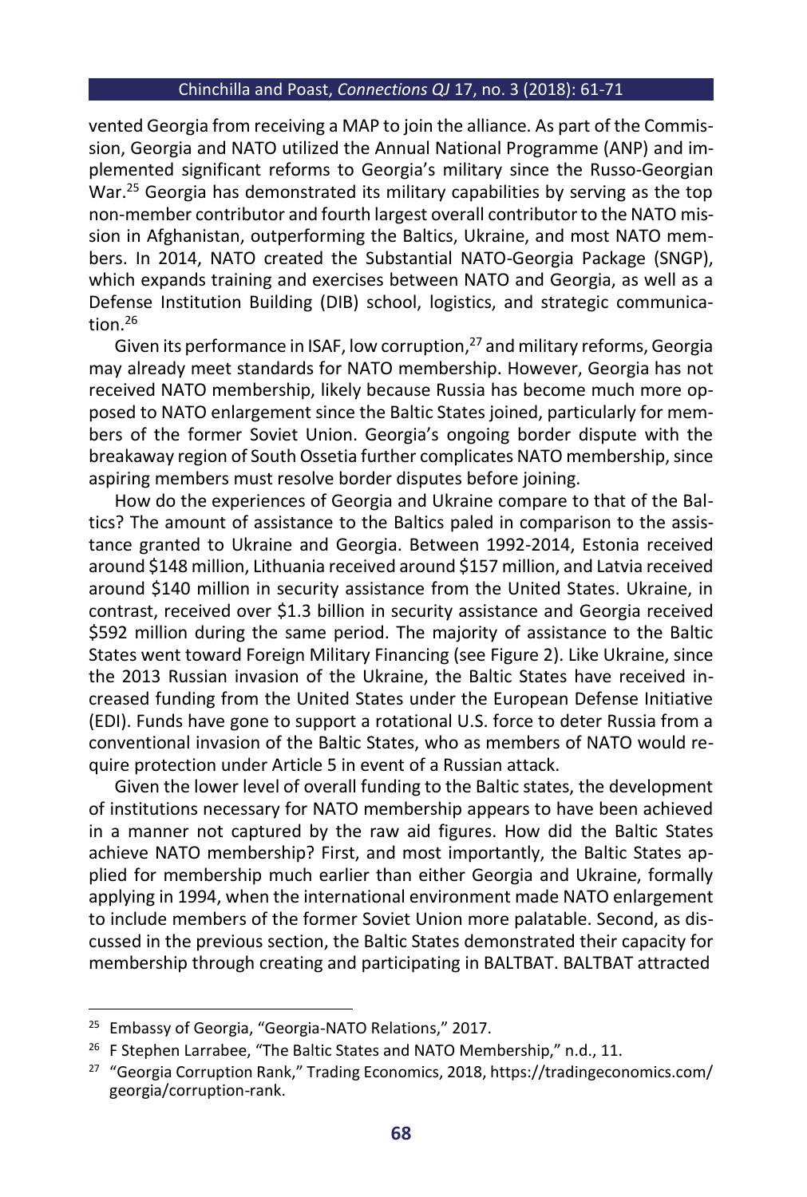vented Georgia from receiving a MAP to join the alliance. As part of the Commission, Georgia and NATO utilized the Annual National Programme (ANP) and implemented significant reforms to Georgia's military since the Russo-Georgian War.[25] Georgia has demonstrated its military capabilities by serving as the top non-member contributor and fourth largest overall contributor to the NATO mission in Afghanistan, outperforming the Baltics, Ukraine, and most NATO members. In 2014, NATO created the Substantial NATO-Georgia Package (SNGP), which expands training and exercises between NATO and Georgia, as well as a Defense Institution Building (DIB) school, logistics, and strategic communication.[26]

Given its performance in ISAF, low corruption,[27] and military reforms, Georgia may already meet standards for NATO membership. However, Georgia has not received NATO membership, likely because Russia has become much more opposed to NATO enlargement since the Baltic States joined, particularly for members of the former Soviet Union. Georgia's ongoing border dispute with the breakaway region of South Ossetia further complicates NATO membership, since aspiring members must resolve border disputes before joining.

How do the experiences of Georgia and Ukraine compare to that of the Baltics? The amount of assistance to the Baltics paled in comparison to the assistance granted to Ukraine and Georgia. Between 1992-2014, Estonia received around \$148 million, Lithuania received around \$157 million, and Latvia received around \$140 million in security assistance from the United States. Ukraine, in contrast, received over \$1.3 billion in security assistance and Georgia received \$592 million during the same period. The majority of assistance to the Baltic States went toward Foreign Military Financing (see Figure 2). Like Ukraine, since the 2013 Russian invasion of the Ukraine, the Baltic States have received increased funding from the United States under the European Defense Initiative (EDI). Funds have gone to support a rotational U.S. force to deter Russia from a conventional invasion of the Baltic States, who as members of NATO would require protection under Article 5 in event of a Russian attack.

Given the lower level of overall funding to the Baltic states, the development of institutions necessary for NATO membership appears to have been achieved in a manner not captured by the raw aid figures. How did the Baltic States achieve NATO membership? First, and most importantly, the Baltic States applied for membership much earlier than either Georgia and Ukraine, formally applying in 1994, when the international environment made NATO enlargement to include members of the former Soviet Union more palatable. Second, as discussed in the previous section, the Baltic States demonstrated their capacity for membership through creating and participating in BALTBAT. BALTBAT attracted

---

[25] Embassy of Georgia, "Georgia-NATO Relations," 2017.

[26] F Stephen Larrabee, "The Baltic States and NATO Membership," n.d., 11.

[27] "Georgia Corruption Rank," Trading Economics, 2018, https://tradingeconomics.com/georgia/corruption-rank.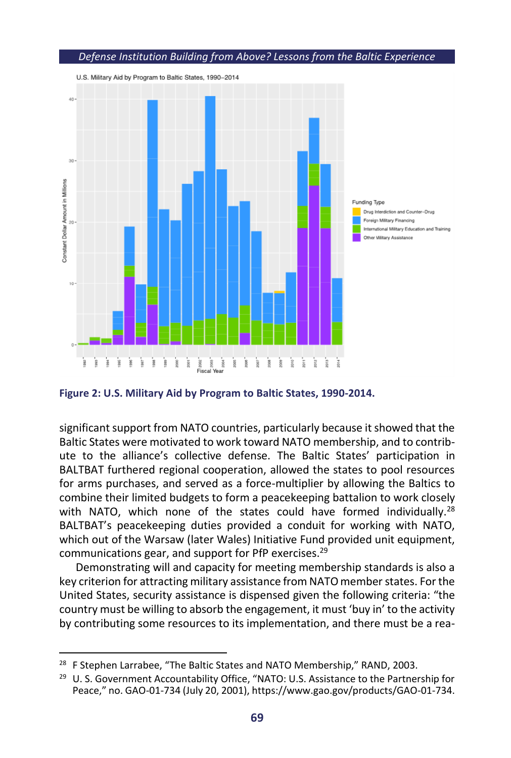**Figure 2: U.S. Military Aid by Program to Baltic States, 1990-2014.**

significant support from NATO countries, particularly because it showed that the Baltic States were motivated to work toward NATO membership, and to contribute to the alliance's collective defense. The Baltic States' participation in BALTBAT furthered regional cooperation, allowed the states to pool resources for arms purchases, and served as a force-multiplier by allowing the Baltics to combine their limited budgets to form a peacekeeping battalion to work closely with NATO, which none of the states could have formed individually.[28] BALTBAT's peacekeeping duties provided a conduit for working with NATO, which out of the Warsaw (later Wales) Initiative Fund provided unit equipment, communications gear, and support for PfP exercises.[29]

Demonstrating will and capacity for meeting membership standards is also a key criterion for attracting military assistance from NATO member states. For the United States, security assistance is dispensed given the following criteria: "the country must be willing to absorb the engagement, it must 'buy in' to the activity by contributing some resources to its implementation, and there must be a rea-

---

[28] F Stephen Larrabee, "The Baltic States and NATO Membership," RAND, 2003.

[29] U. S. Government Accountability Office, "NATO: U.S. Assistance to the Partnership for Peace," no. GAO-01-734 (July 20, 2001), https://www.gao.gov/products/GAO-01-734.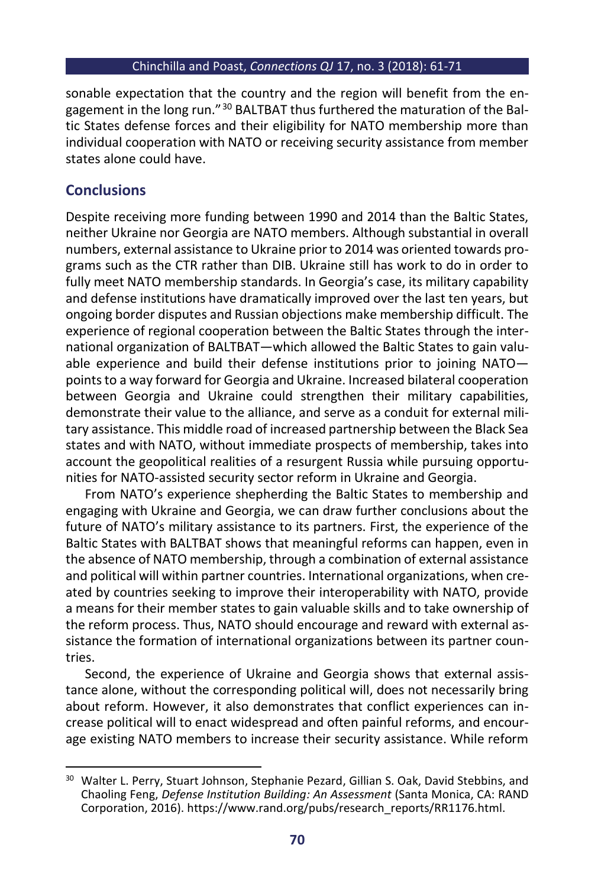sonable expectation that the country and the region will benefit from the engagement in the long run." [30] BALTBAT thus furthered the maturation of the Baltic States defense forces and their eligibility for NATO membership more than individual cooperation with NATO or receiving security assistance from member states alone could have.

## Conclusions

Despite receiving more funding between 1990 and 2014 than the Baltic States, neither Ukraine nor Georgia are NATO members. Although substantial in overall numbers, external assistance to Ukraine prior to 2014 was oriented towards programs such as the CTR rather than DIB. Ukraine still has work to do in order to fully meet NATO membership standards. In Georgia's case, its military capability and defense institutions have dramatically improved over the last ten years, but ongoing border disputes and Russian objections make membership difficult. The experience of regional cooperation between the Baltic States through the international organization of BALTBAT—which allowed the Baltic States to gain valuable experience and build their defense institutions prior to joining NATO—points to a way forward for Georgia and Ukraine. Increased bilateral cooperation between Georgia and Ukraine could strengthen their military capabilities, demonstrate their value to the alliance, and serve as a conduit for external military assistance. This middle road of increased partnership between the Black Sea states and with NATO, without immediate prospects of membership, takes into account the geopolitical realities of a resurgent Russia while pursuing opportunities for NATO-assisted security sector reform in Ukraine and Georgia.

From NATO's experience shepherding the Baltic States to membership and engaging with Ukraine and Georgia, we can draw further conclusions about the future of NATO's military assistance to its partners. First, the experience of the Baltic States with BALTBAT shows that meaningful reforms can happen, even in the absence of NATO membership, through a combination of external assistance and political will within partner countries. International organizations, when created by countries seeking to improve their interoperability with NATO, provide a means for their member states to gain valuable skills and to take ownership of the reform process. Thus, NATO should encourage and reward with external assistance the formation of international organizations between its partner countries.

Second, the experience of Ukraine and Georgia shows that external assistance alone, without the corresponding political will, does not necessarily bring about reform. However, it also demonstrates that conflict experiences can increase political will to enact widespread and often painful reforms, and encourage existing NATO members to increase their security assistance. While reform

---

[30] Walter L. Perry, Stuart Johnson, Stephanie Pezard, Gillian S. Oak, David Stebbins, and Chaoling Feng, *Defense Institution Building: An Assessment* (Santa Monica, CA: RAND Corporation, 2016). https://www.rand.org/pubs/research_reports/RR1176.html.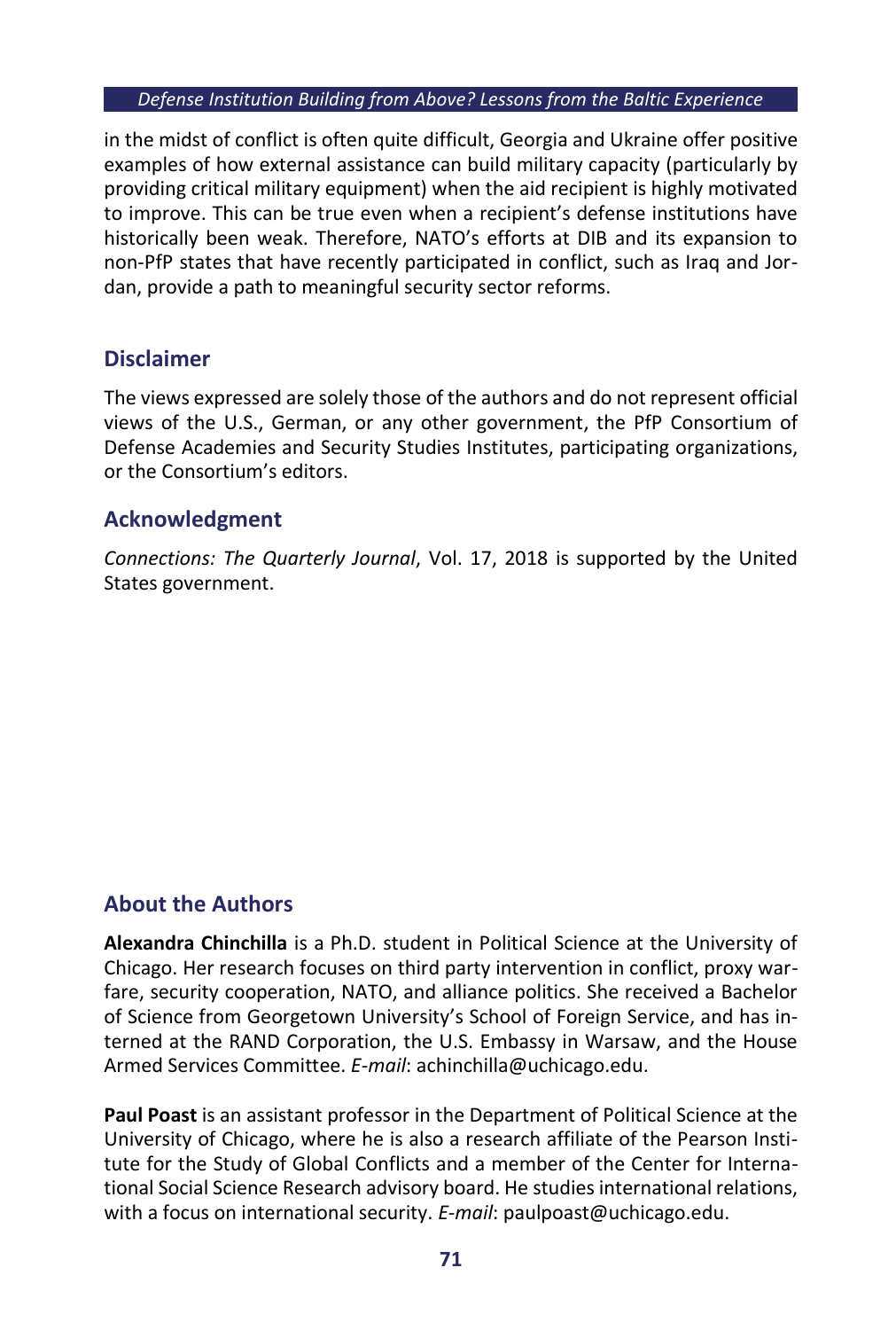in the midst of conflict is often quite difficult, Georgia and Ukraine offer positive examples of how external assistance can build military capacity (particularly by providing critical military equipment) when the aid recipient is highly motivated to improve. This can be true even when a recipient's defense institutions have historically been weak. Therefore, NATO's efforts at DIB and its expansion to non-PfP states that have recently participated in conflict, such as Iraq and Jordan, provide a path to meaningful security sector reforms.

## Disclaimer

The views expressed are solely those of the authors and do not represent official views of the U.S., German, or any other government, the PfP Consortium of Defense Academies and Security Studies Institutes, participating organizations, or the Consortium's editors.

## Acknowledgment

*Connections: The Quarterly Journal*, Vol. 17, 2018 is supported by the United States government.

## About the Authors

**Alexandra Chinchilla** is a Ph.D. student in Political Science at the University of Chicago. Her research focuses on third party intervention in conflict, proxy warfare, security cooperation, NATO, and alliance politics. She received a Bachelor of Science from Georgetown University's School of Foreign Service, and has interned at the RAND Corporation, the U.S. Embassy in Warsaw, and the House Armed Services Committee. *E-mail*: achinchilla@uchicago.edu.

**Paul Poast** is an assistant professor in the Department of Political Science at the University of Chicago, where he is also a research affiliate of the Pearson Institute for the Study of Global Conflicts and a member of the Center for International Social Science Research advisory board. He studies international relations, with a focus on international security. *E-mail*: paulpoast@uchicago.edu.